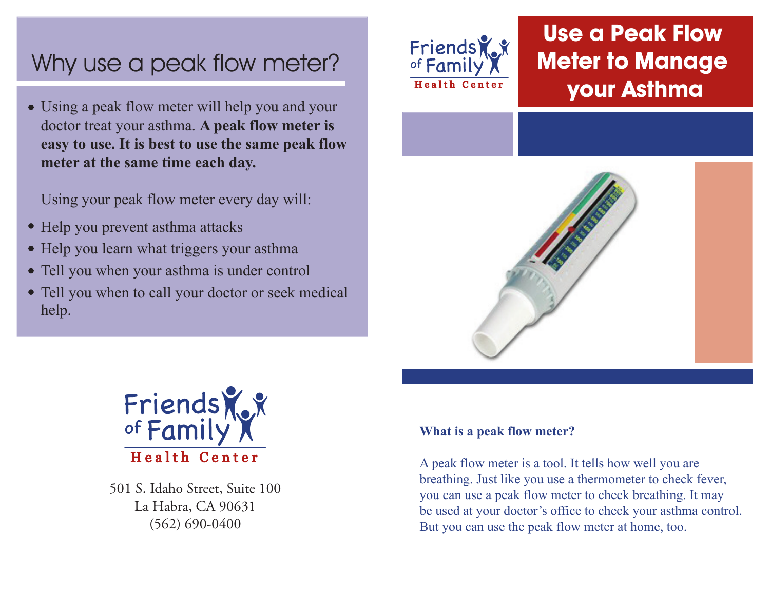## Why use a peak flow meter?

- Using a peak flow meter will help you and your doctor treat your asthma. **A peak flow meter is easy to use. It is best to use the same peak flow meter at the same time each day.**

  Using your peak flow meter every day will:

- Help you prevent asthma attacks
- Help you learn what triggers your asthma
- Tell you when your asthma is under control
- Tell you when to call your doctor or seek medical help.

Friends of Family Health Center

501 S. Idaho Street, Suite 100
La Habra, CA 90631
(562) 690-0400

Friends of Family Health Center

# Use a Peak Flow Meter to Manage your Asthma

**What is a peak flow meter?**

A peak flow meter is a tool. It tells how well you are breathing. Just like you use a thermometer to check fever, you can use a peak flow meter to check breathing. It may be used at your doctor's office to check your asthma control. But you can use the peak flow meter at home, too.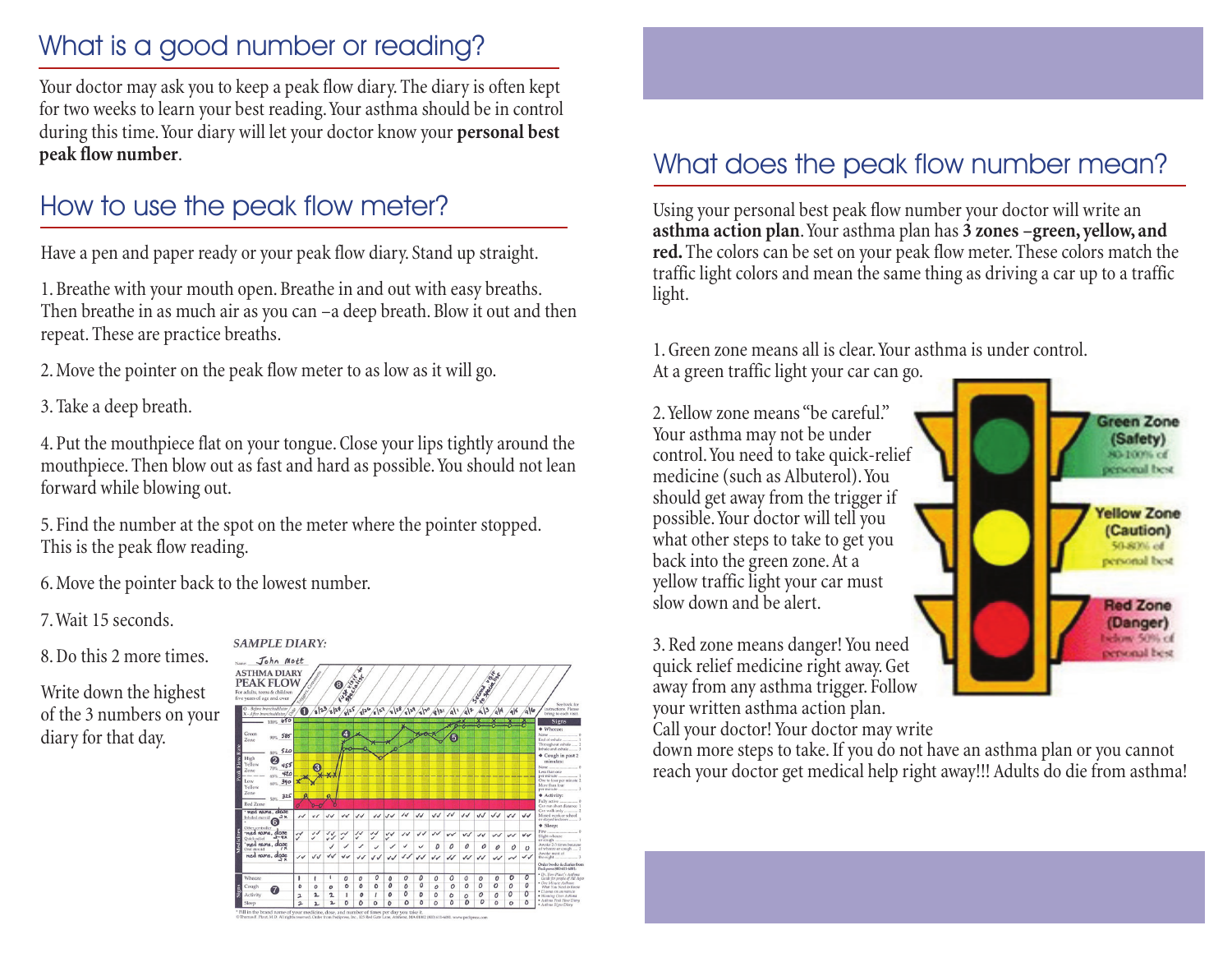## What is a good number or reading?

Your doctor may ask you to keep a peak flow diary. The diary is often kept for two weeks to learn your best reading. Your asthma should be in control during this time. Your diary will let your doctor know your **personal best peak flow number**.

## How to use the peak flow meter?

Have a pen and paper ready or your peak flow diary. Stand up straight.

1. Breathe with your mouth open. Breathe in and out with easy breaths. Then breathe in as much air as you can –a deep breath. Blow it out and then repeat. These are practice breaths.

2. Move the pointer on the peak flow meter to as low as it will go.

3. Take a deep breath.

4. Put the mouthpiece flat on your tongue. Close your lips tightly around the mouthpiece. Then blow out as fast and hard as possible. You should not lean forward while blowing out.

5. Find the number at the spot on the meter where the pointer stopped. This is the peak flow reading.

6. Move the pointer back to the lowest number.

7. Wait 15 seconds.

8. Do this 2 more times.

Write down the highest of the 3 numbers on your diary for that day.

*SAMPLE DIARY:*

## What does the peak flow number mean?

Using your personal best peak flow number your doctor will write an **asthma action plan**. Your asthma plan has **3 zones –green, yellow, and red.** The colors can be set on your peak flow meter. These colors match the traffic light colors and mean the same thing as driving a car up to a traffic light.

1. Green zone means all is clear. Your asthma is under control. At a green traffic light your car can go.

2. Yellow zone means "be careful." Your asthma may not be under control. You need to take quick-relief medicine (such as Albuterol). You should get away from the trigger if possible. Your doctor will tell you what other steps to take to get you back into the green zone. At a yellow traffic light your car must slow down and be alert.

3. Red zone means danger! You need quick relief medicine right away. Get away from any asthma trigger. Follow your written asthma action plan. Call your doctor! Your doctor may write down more steps to take. If you do not have an asthma plan or you cannot reach your doctor get medical help right away!!! Adults do die from asthma!

Green Zone (Safety) 80-100% of personal best

Yellow Zone (Caution) 50-80% of personal best

Red Zone (Danger) below 50% of personal best